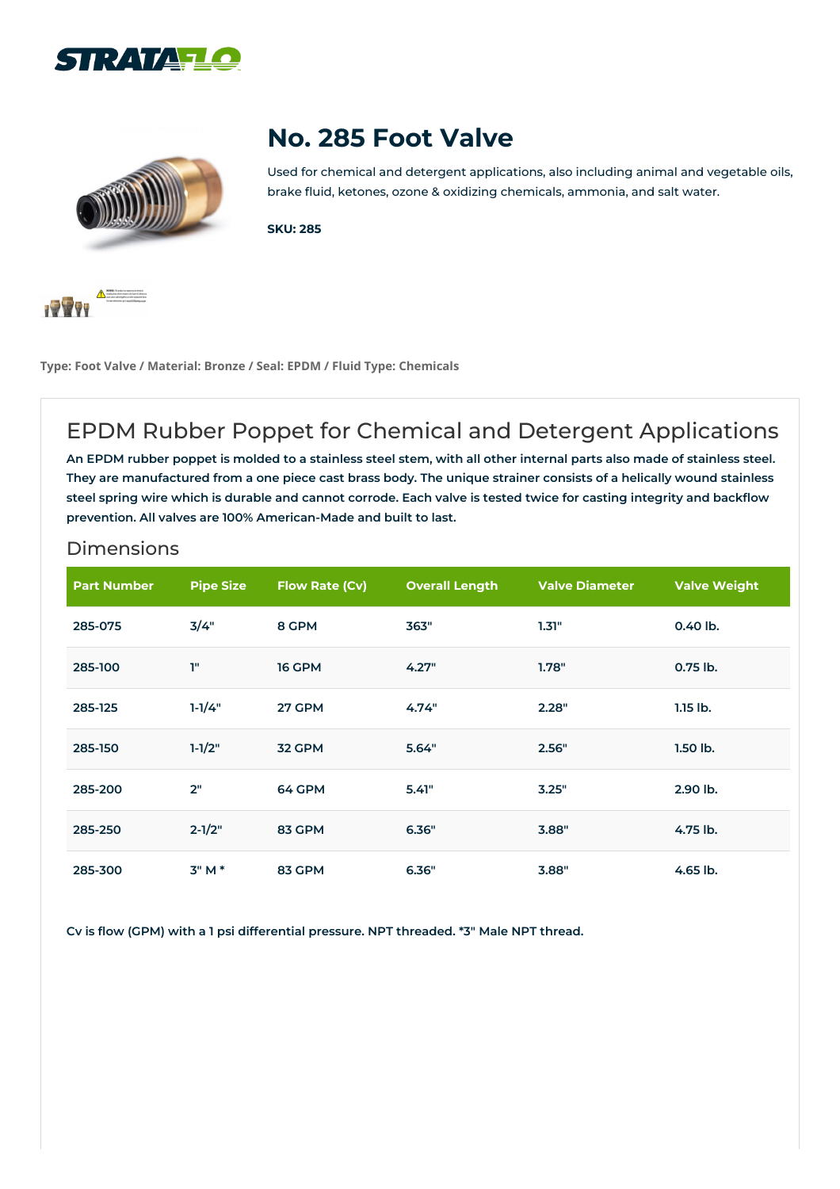# No. 285 Foot Valve

Used for chemical and detergent applications, also including animal and vegetable oils, brake fluid, ketones, ozone & oxidizing chemicals, ammonia, and salt water.

**SKU: 285**

**Type: Foot Valve / Material: Bronze / Seal: EPDM / Fluid Type: Chemicals**

## EPDM Rubber Poppet for Chemical and Detergent Applications

**An EPDM rubber poppet is molded to a stainless steel stem, with all other internal parts also made of stainless steel. They are manufactured from a one piece cast brass body. The unique strainer consists of a helically wound stainless steel spring wire which is durable and cannot corrode. Each valve is tested twice for casting integrity and backflow prevention. All valves are 100% American-Made and built to last.**

### Dimensions

| Part Number | Pipe Size | Flow Rate (Cv) | Overall Length | Valve Diameter | Valve Weight |
|---|---|---|---|---|---|
| 285-075 | 3/4" | 8 GPM | 363" | 1.31" | 0.40 lb. |
| 285-100 | 1" | 16 GPM | 4.27" | 1.78" | 0.75 lb. |
| 285-125 | 1-1/4" | 27 GPM | 4.74" | 2.28" | 1.15 lb. |
| 285-150 | 1-1/2" | 32 GPM | 5.64" | 2.56" | 1.50 lb. |
| 285-200 | 2" | 64 GPM | 5.41" | 3.25" | 2.90 lb. |
| 285-250 | 2-1/2" | 83 GPM | 6.36" | 3.88" | 4.75 lb. |
| 285-300 | 3" M * | 83 GPM | 6.36" | 3.88" | 4.65 lb. |

**Cv is flow (GPM) with a 1 psi differential pressure. NPT threaded. *3" Male NPT thread.**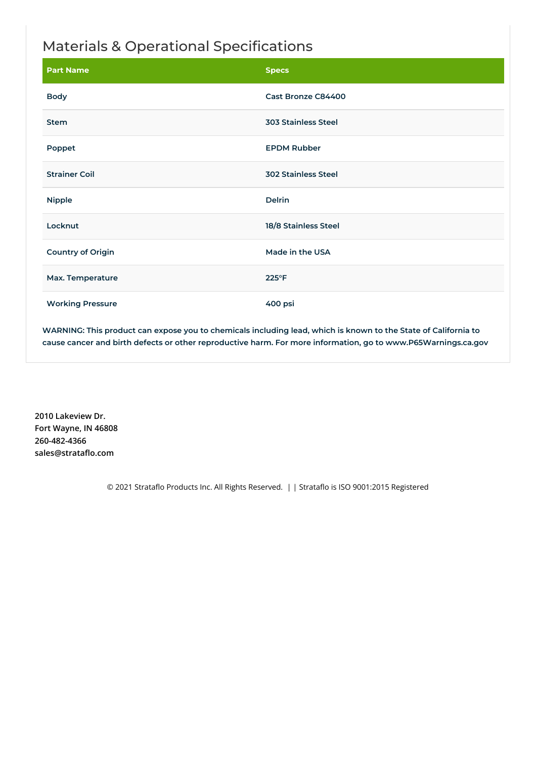## Materials & Operational Specifications

| Part Name | Specs |
| --- | --- |
| Body | Cast Bronze C84400 |
| Stem | 303 Stainless Steel |
| Poppet | EPDM Rubber |
| Strainer Coil | 302 Stainless Steel |
| Nipple | Delrin |
| Locknut | 18/8 Stainless Steel |
| Country of Origin | Made in the USA |
| Max. Temperature | 225°F |
| Working Pressure | 400 psi |

**WARNING: This product can expose you to chemicals including lead, which is known to the State of California to cause cancer and birth defects or other reproductive harm. For more information, go to www.P65Warnings.ca.gov**

**2010 Lakeview Dr.**
**Fort Wayne, IN 46808**
**260-482-4366**
**sales@strataflo.com**

© 2021 Strataflo Products Inc. All Rights Reserved. | | Strataflo is ISO 9001:2015 Registered